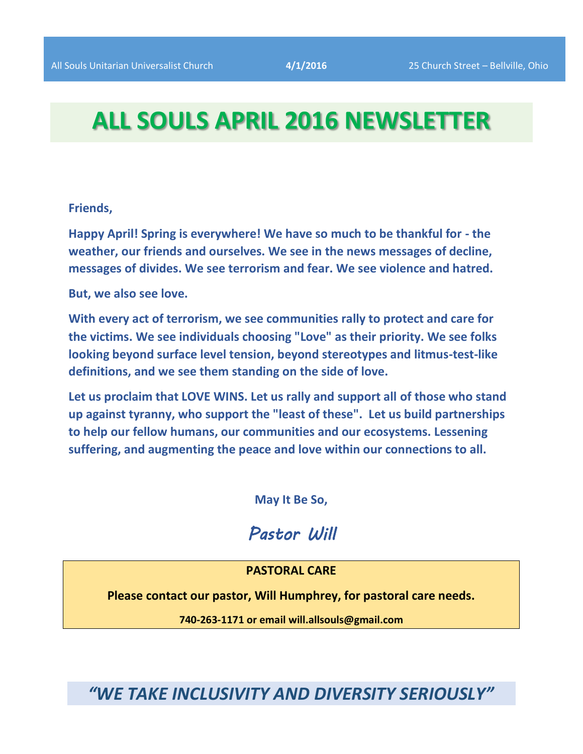All Souls Unitarian Universalist Church **4/1/2016** 25 Church Street – Bellville, Ohio

# ALL SOULS APRIL 2016 NEWSLETTER

**Friends,**

**Happy April! Spring is everywhere! We have so much to be thankful for - the weather, our friends and ourselves. We see in the news messages of decline, messages of divides. We see terrorism and fear. We see violence and hatred.**

**But, we also see love.**

**With every act of terrorism, we see communities rally to protect and care for the victims. We see individuals choosing "Love" as their priority. We see folks looking beyond surface level tension, beyond stereotypes and litmus-test-like definitions, and we see them standing on the side of love.**

**Let us proclaim that LOVE WINS. Let us rally and support all of those who stand up against tyranny, who support the "least of these". Let us build partnerships to help our fellow humans, our communities and our ecosystems. Lessening suffering, and augmenting the peace and love within our connections to all.**

**May It Be So,**

***Pastor Will***

**PASTORAL CARE**

**Please contact our pastor, Will Humphrey, for pastoral care needs.**

**740-263-1171 or email will.allsouls@gmail.com**

***"WE TAKE INCLUSIVITY AND DIVERSITY SERIOUSLY"***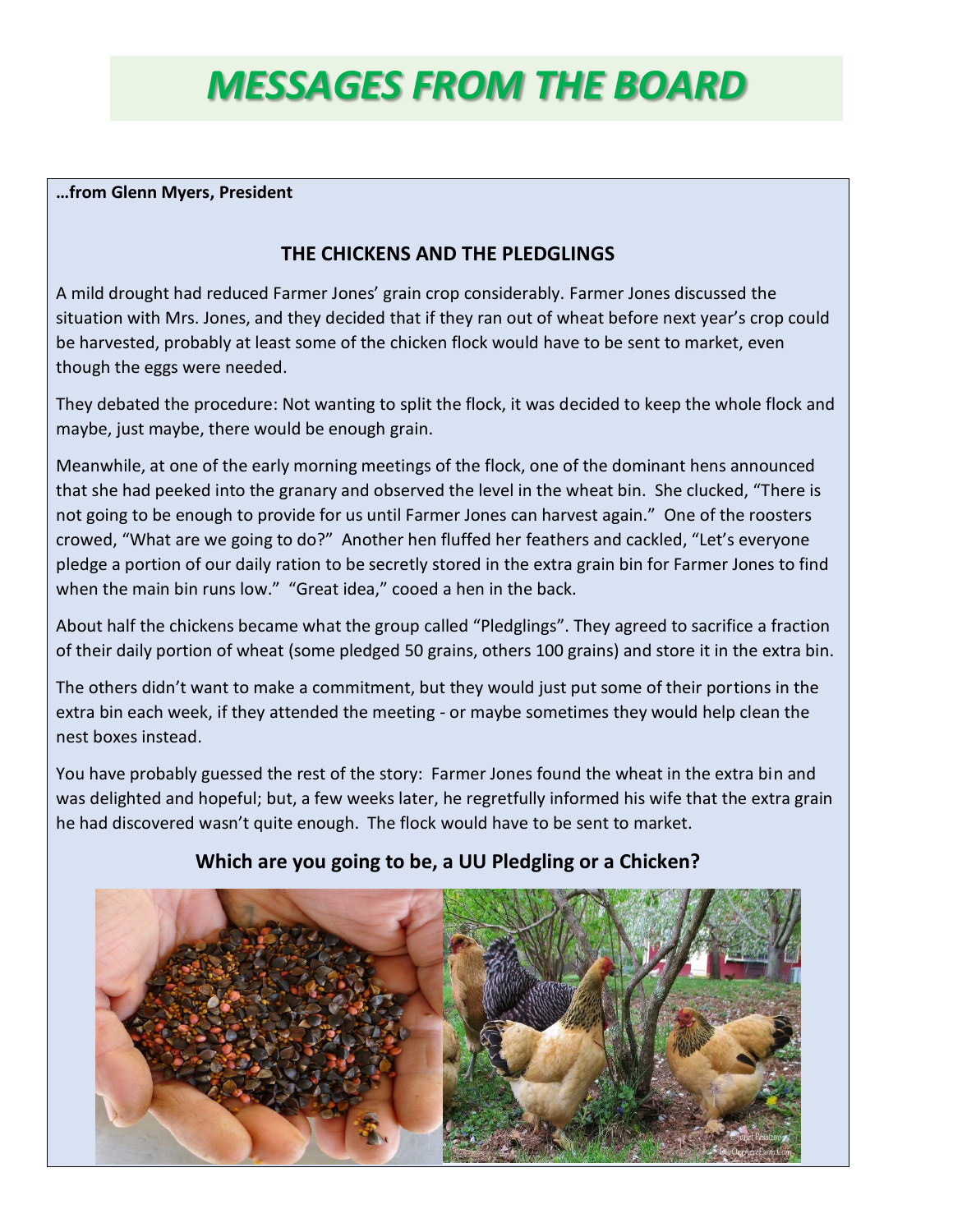# MESSAGES FROM THE BOARD

**…from Glenn Myers, President**

### THE CHICKENS AND THE PLEDGLINGS

A mild drought had reduced Farmer Jones' grain crop considerably. Farmer Jones discussed the situation with Mrs. Jones, and they decided that if they ran out of wheat before next year's crop could be harvested, probably at least some of the chicken flock would have to be sent to market, even though the eggs were needed.

They debated the procedure: Not wanting to split the flock, it was decided to keep the whole flock and maybe, just maybe, there would be enough grain.

Meanwhile, at one of the early morning meetings of the flock, one of the dominant hens announced that she had peeked into the granary and observed the level in the wheat bin. She clucked, "There is not going to be enough to provide for us until Farmer Jones can harvest again." One of the roosters crowed, "What are we going to do?" Another hen fluffed her feathers and cackled, "Let's everyone pledge a portion of our daily ration to be secretly stored in the extra grain bin for Farmer Jones to find when the main bin runs low." "Great idea," cooed a hen in the back.

About half the chickens became what the group called "Pledglings". They agreed to sacrifice a fraction of their daily portion of wheat (some pledged 50 grains, others 100 grains) and store it in the extra bin.

The others didn't want to make a commitment, but they would just put some of their portions in the extra bin each week, if they attended the meeting - or maybe sometimes they would help clean the nest boxes instead.

You have probably guessed the rest of the story: Farmer Jones found the wheat in the extra bin and was delighted and hopeful; but, a few weeks later, he regretfully informed his wife that the extra grain he had discovered wasn't quite enough. The flock would have to be sent to market.

**Which are you going to be, a UU Pledgling or a Chicken?**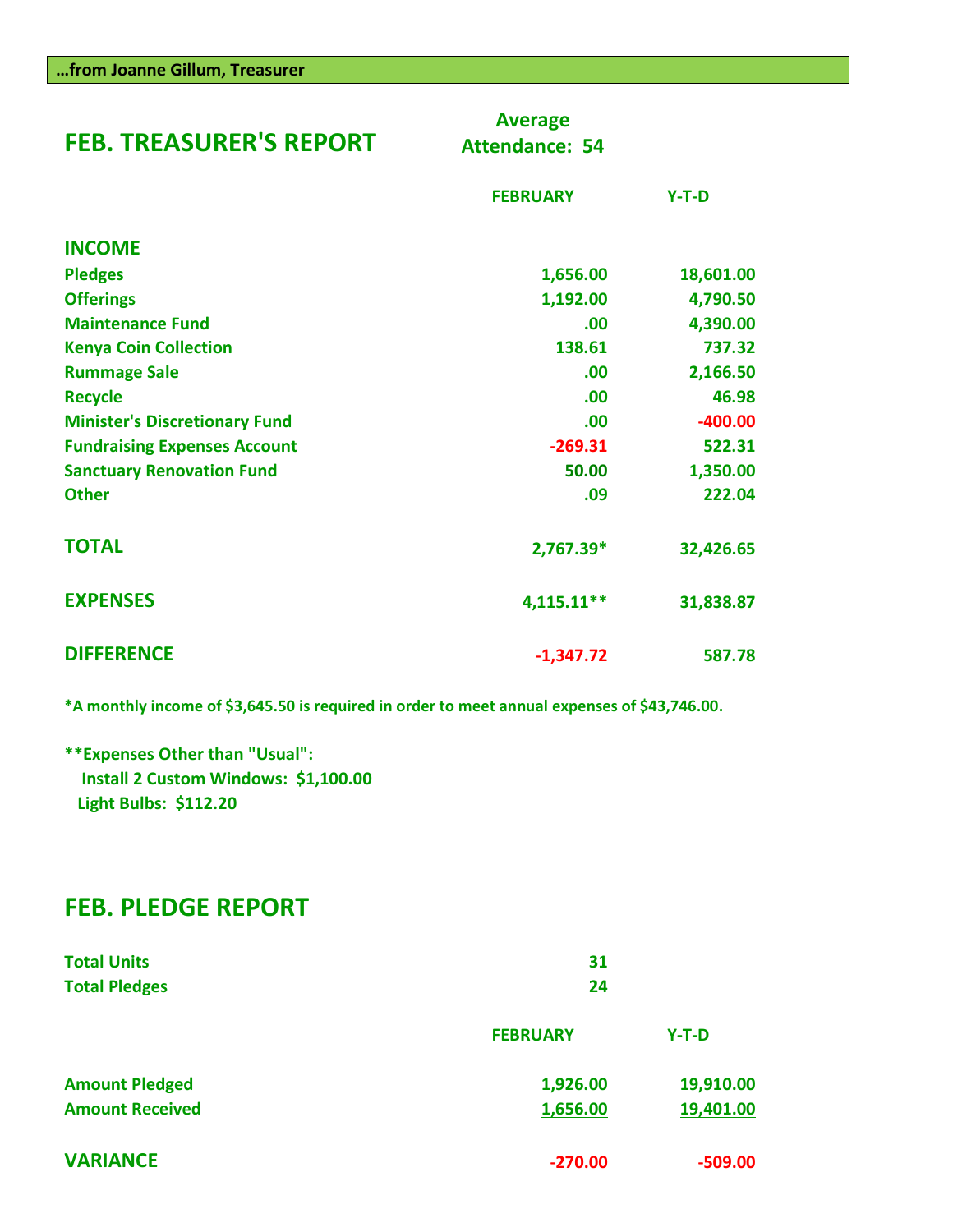**…from Joanne Gillum, Treasurer**

## FEB. TREASURER'S REPORT

**Average Attendance: 54**

| | FEBRUARY | Y-T-D |
|---|---|---|
| **INCOME** | | |
| Pledges | 1,656.00 | 18,601.00 |
| Offerings | 1,192.00 | 4,790.50 |
| Maintenance Fund | .00 | 4,390.00 |
| Kenya Coin Collection | 138.61 | 737.32 |
| Rummage Sale | .00 | 2,166.50 |
| Recycle | .00 | 46.98 |
| Minister's Discretionary Fund | .00 | -400.00 |
| Fundraising Expenses Account | -269.31 | 522.31 |
| Sanctuary Renovation Fund | 50.00 | 1,350.00 |
| Other | .09 | 222.04 |
| **TOTAL** | 2,767.39* | 32,426.65 |
| **EXPENSES** | 4,115.11** | 31,838.87 |
| **DIFFERENCE** | -1,347.72 | 587.78 |

*A monthly income of $3,645.50 is required in order to meet annual expenses of $43,746.00.

**Expenses Other than "Usual":
Install 2 Custom Windows: $1,100.00
Light Bulbs: $112.20

## FEB. PLEDGE REPORT

| | | |
|---|---|---|
| Total Units | 31 | |
| Total Pledges | 24 | |
| | **FEBRUARY** | **Y-T-D** |
| Amount Pledged | 1,926.00 | 19,910.00 |
| Amount Received | 1,656.00 | 19,401.00 |
| **VARIANCE** | -270.00 | -509.00 |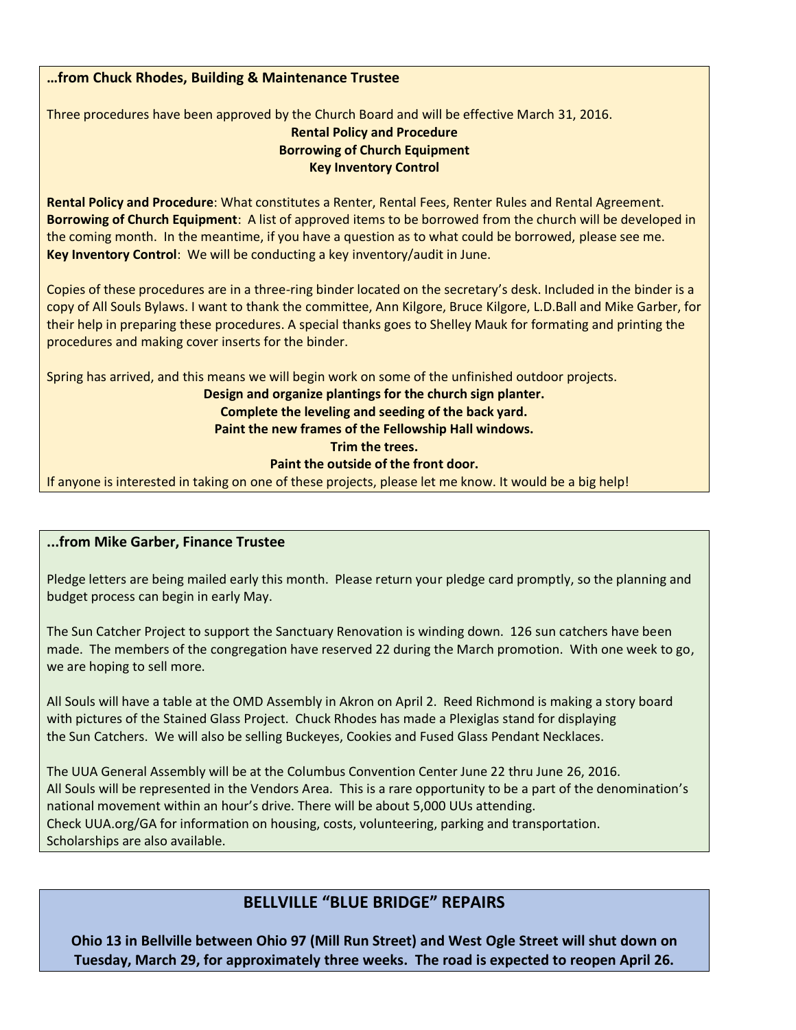## …from Chuck Rhodes, Building & Maintenance Trustee

Three procedures have been approved by the Church Board and will be effective March 31, 2016.

**Rental Policy and Procedure**
**Borrowing of Church Equipment**
**Key Inventory Control**

**Rental Policy and Procedure**: What constitutes a Renter, Rental Fees, Renter Rules and Rental Agreement.
**Borrowing of Church Equipment**: A list of approved items to be borrowed from the church will be developed in the coming month. In the meantime, if you have a question as to what could be borrowed, please see me.
**Key Inventory Control**: We will be conducting a key inventory/audit in June.

Copies of these procedures are in a three-ring binder located on the secretary's desk. Included in the binder is a copy of All Souls Bylaws. I want to thank the committee, Ann Kilgore, Bruce Kilgore, L.D.Ball and Mike Garber, for their help in preparing these procedures. A special thanks goes to Shelley Mauk for formating and printing the procedures and making cover inserts for the binder.

Spring has arrived, and this means we will begin work on some of the unfinished outdoor projects.

**Design and organize plantings for the church sign planter.**
**Complete the leveling and seeding of the back yard.**
**Paint the new frames of the Fellowship Hall windows.**
**Trim the trees.**
**Paint the outside of the front door.**

If anyone is interested in taking on one of these projects, please let me know. It would be a big help!

## ...from Mike Garber, Finance Trustee

Pledge letters are being mailed early this month. Please return your pledge card promptly, so the planning and budget process can begin in early May.

The Sun Catcher Project to support the Sanctuary Renovation is winding down. 126 sun catchers have been made. The members of the congregation have reserved 22 during the March promotion. With one week to go, we are hoping to sell more.

All Souls will have a table at the OMD Assembly in Akron on April 2. Reed Richmond is making a story board with pictures of the Stained Glass Project. Chuck Rhodes has made a Plexiglas stand for displaying the Sun Catchers. We will also be selling Buckeyes, Cookies and Fused Glass Pendant Necklaces.

The UUA General Assembly will be at the Columbus Convention Center June 22 thru June 26, 2016.
All Souls will be represented in the Vendors Area. This is a rare opportunity to be a part of the denomination's national movement within an hour's drive. There will be about 5,000 UUs attending.
Check UUA.org/GA for information on housing, costs, volunteering, parking and transportation.
Scholarships are also available.

## BELLVILLE "BLUE BRIDGE" REPAIRS

**Ohio 13 in Bellville between Ohio 97 (Mill Run Street) and West Ogle Street will shut down on Tuesday, March 29, for approximately three weeks. The road is expected to reopen April 26.**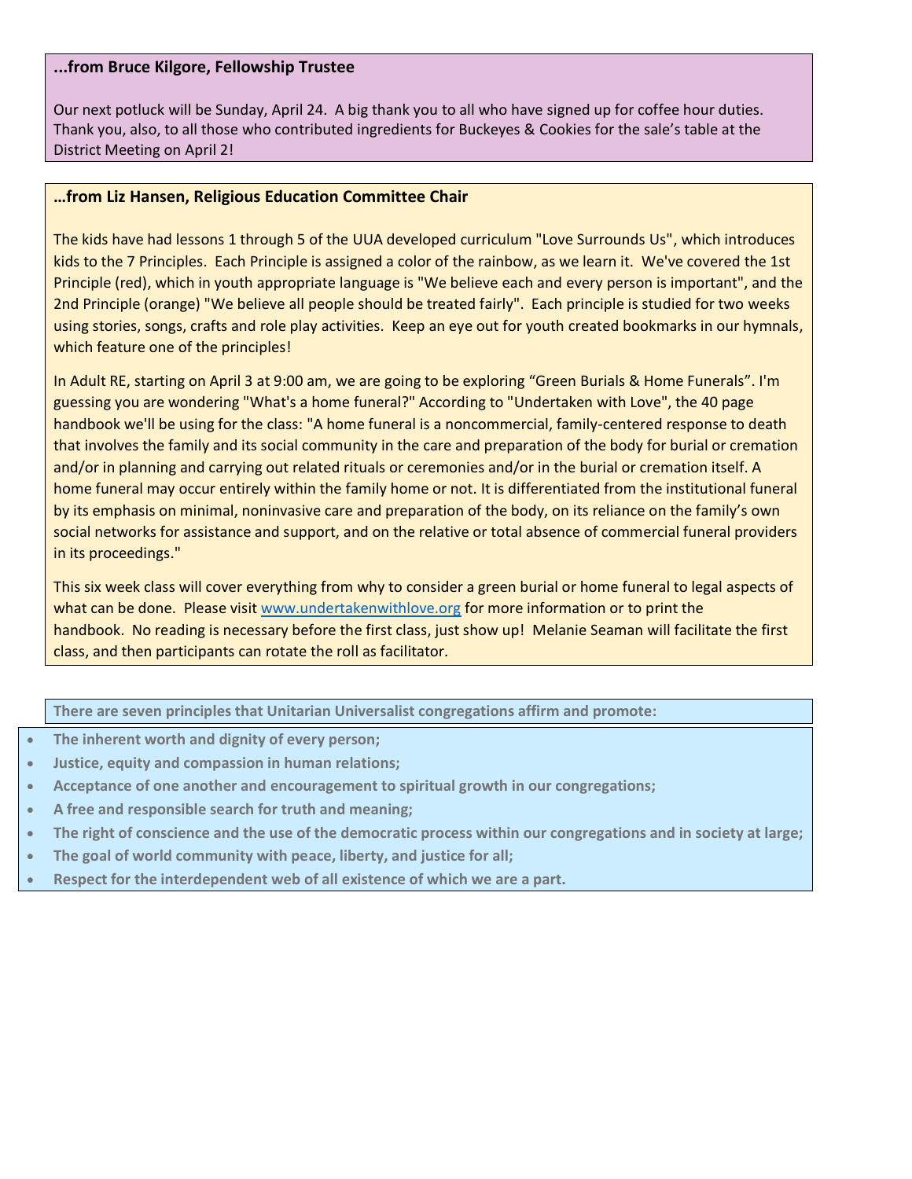**...from Bruce Kilgore, Fellowship Trustee**

Our next potluck will be Sunday, April 24. A big thank you to all who have signed up for coffee hour duties. Thank you, also, to all those who contributed ingredients for Buckeyes & Cookies for the sale's table at the District Meeting on April 2!

**…from Liz Hansen, Religious Education Committee Chair**

The kids have had lessons 1 through 5 of the UUA developed curriculum "Love Surrounds Us", which introduces kids to the 7 Principles. Each Principle is assigned a color of the rainbow, as we learn it. We've covered the 1st Principle (red), which in youth appropriate language is "We believe each and every person is important", and the 2nd Principle (orange) "We believe all people should be treated fairly". Each principle is studied for two weeks using stories, songs, crafts and role play activities. Keep an eye out for youth created bookmarks in our hymnals, which feature one of the principles!

In Adult RE, starting on April 3 at 9:00 am, we are going to be exploring “Green Burials & Home Funerals”. I'm guessing you are wondering "What's a home funeral?" According to "Undertaken with Love", the 40 page handbook we'll be using for the class: "A home funeral is a noncommercial, family-centered response to death that involves the family and its social community in the care and preparation of the body for burial or cremation and/or in planning and carrying out related rituals or ceremonies and/or in the burial or cremation itself. A home funeral may occur entirely within the family home or not. It is differentiated from the institutional funeral by its emphasis on minimal, noninvasive care and preparation of the body, on its reliance on the family's own social networks for assistance and support, and on the relative or total absence of commercial funeral providers in its proceedings."

This six week class will cover everything from why to consider a green burial or home funeral to legal aspects of what can be done. Please visit www.undertakenwithlove.org for more information or to print the handbook. No reading is necessary before the first class, just show up! Melanie Seaman will facilitate the first class, and then participants can rotate the roll as facilitator.

**There are seven principles that Unitarian Universalist congregations affirm and promote:**

- **The inherent worth and dignity of every person;**
- **Justice, equity and compassion in human relations;**
- **Acceptance of one another and encouragement to spiritual growth in our congregations;**
- **A free and responsible search for truth and meaning;**
- **The right of conscience and the use of the democratic process within our congregations and in society at large;**
- **The goal of world community with peace, liberty, and justice for all;**
- **Respect for the interdependent web of all existence of which we are a part.**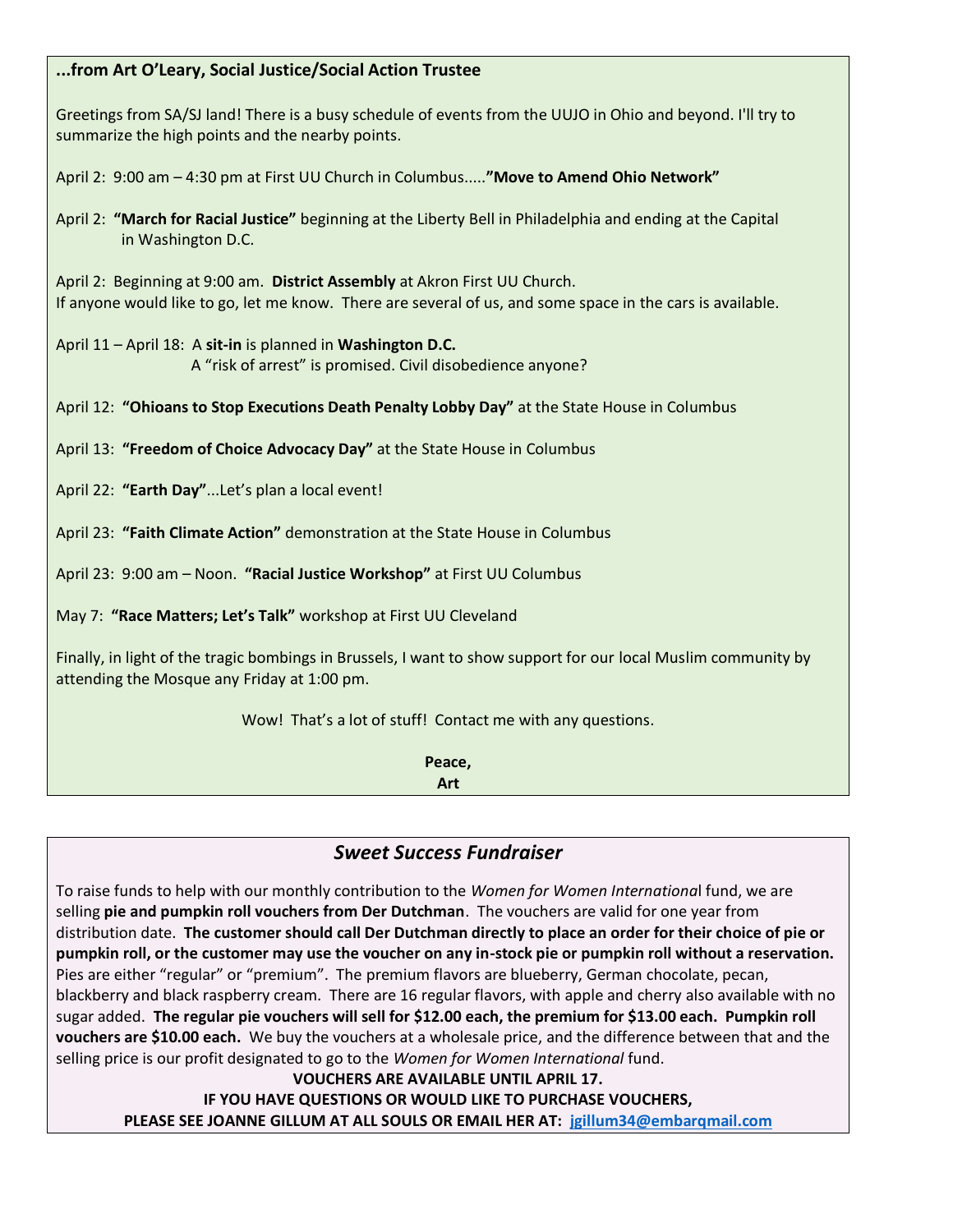### ...from Art O'Leary, Social Justice/Social Action Trustee

Greetings from SA/SJ land! There is a busy schedule of events from the UUJO in Ohio and beyond. I'll try to summarize the high points and the nearby points.

April 2: 9:00 am – 4:30 pm at First UU Church in Columbus.....**"Move to Amend Ohio Network"**

April 2: **"March for Racial Justice"** beginning at the Liberty Bell in Philadelphia and ending at the Capital in Washington D.C.

April 2: Beginning at 9:00 am. **District Assembly** at Akron First UU Church.
If anyone would like to go, let me know. There are several of us, and some space in the cars is available.

April 11 – April 18: A **sit-in** is planned in **Washington D.C.**
A "risk of arrest" is promised. Civil disobedience anyone?

April 12: **"Ohioans to Stop Executions Death Penalty Lobby Day"** at the State House in Columbus

April 13: **"Freedom of Choice Advocacy Day"** at the State House in Columbus

April 22: **"Earth Day"**...Let's plan a local event!

April 23: **"Faith Climate Action"** demonstration at the State House in Columbus

April 23: 9:00 am – Noon. **"Racial Justice Workshop"** at First UU Columbus

May 7: **"Race Matters; Let's Talk"** workshop at First UU Cleveland

Finally, in light of the tragic bombings in Brussels, I want to show support for our local Muslim community by attending the Mosque any Friday at 1:00 pm.

Wow! That's a lot of stuff! Contact me with any questions.

**Peace,**
**Art**

## *Sweet Success Fundraiser*

To raise funds to help with our monthly contribution to the *Women for Women International* fund, we are selling **pie and pumpkin roll vouchers from Der Dutchman**. The vouchers are valid for one year from distribution date. **The customer should call Der Dutchman directly to place an order for their choice of pie or pumpkin roll, or the customer may use the voucher on any in-stock pie or pumpkin roll without a reservation.** Pies are either "regular" or "premium". The premium flavors are blueberry, German chocolate, pecan, blackberry and black raspberry cream. There are 16 regular flavors, with apple and cherry also available with no sugar added. **The regular pie vouchers will sell for $12.00 each, the premium for $13.00 each. Pumpkin roll vouchers are $10.00 each.** We buy the vouchers at a wholesale price, and the difference between that and the selling price is our profit designated to go to the *Women for Women International* fund.

**VOUCHERS ARE AVAILABLE UNTIL APRIL 17.**
**IF YOU HAVE QUESTIONS OR WOULD LIKE TO PURCHASE VOUCHERS,**
**PLEASE SEE JOANNE GILLUM AT ALL SOULS OR EMAIL HER AT: jgillum34@embarqmail.com**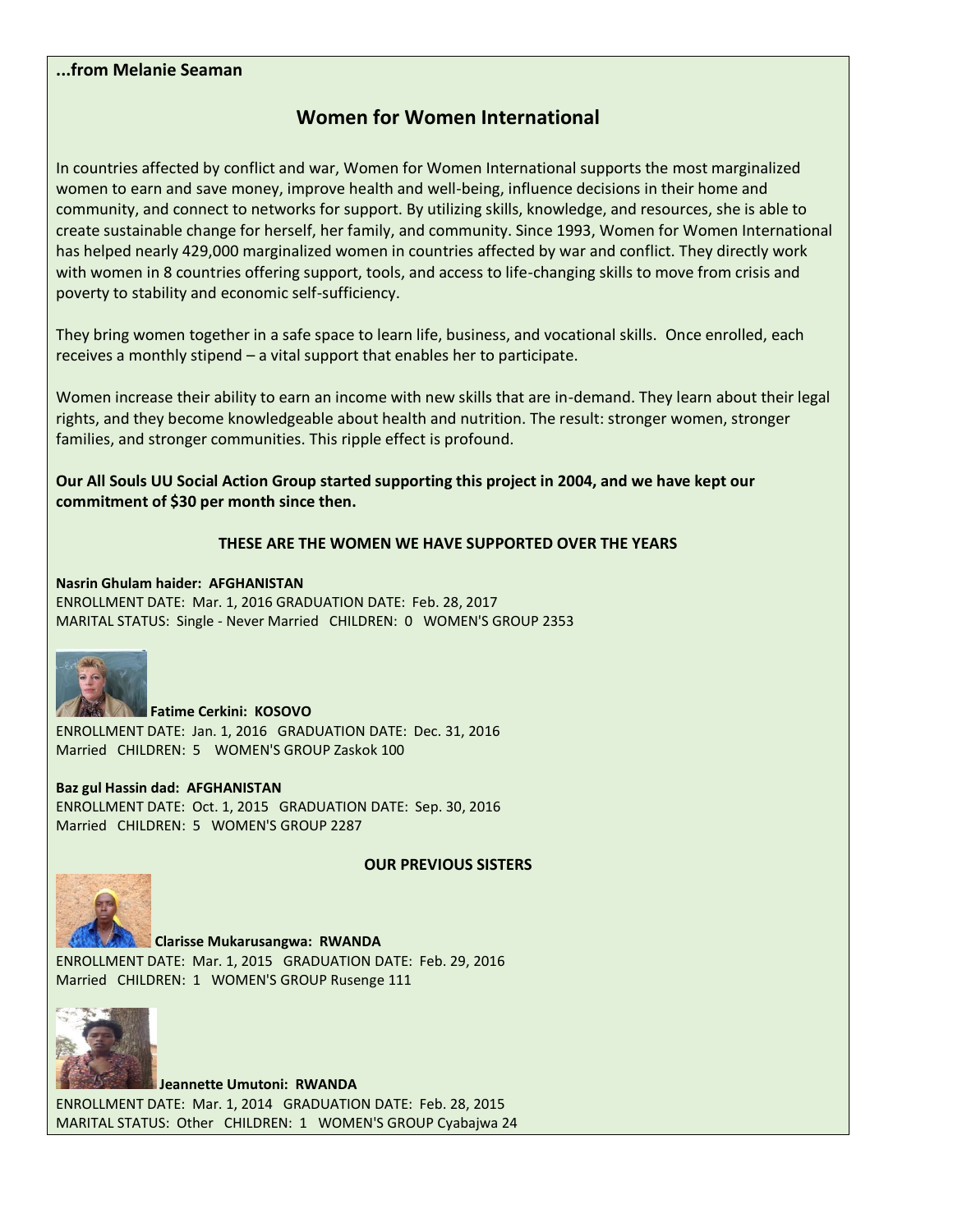**...from Melanie Seaman**

## Women for Women International

In countries affected by conflict and war, Women for Women International supports the most marginalized women to earn and save money, improve health and well-being, influence decisions in their home and community, and connect to networks for support. By utilizing skills, knowledge, and resources, she is able to create sustainable change for herself, her family, and community. Since 1993, Women for Women International has helped nearly 429,000 marginalized women in countries affected by war and conflict. They directly work with women in 8 countries offering support, tools, and access to life-changing skills to move from crisis and poverty to stability and economic self-sufficiency.

They bring women together in a safe space to learn life, business, and vocational skills. Once enrolled, each receives a monthly stipend – a vital support that enables her to participate.

Women increase their ability to earn an income with new skills that are in-demand. They learn about their legal rights, and they become knowledgeable about health and nutrition. The result: stronger women, stronger families, and stronger communities. This ripple effect is profound.

**Our All Souls UU Social Action Group started supporting this project in 2004, and we have kept our commitment of $30 per month since then.**

**THESE ARE THE WOMEN WE HAVE SUPPORTED OVER THE YEARS**

**Nasrin Ghulam haider: AFGHANISTAN**
ENROLLMENT DATE: Mar. 1, 2016 GRADUATION DATE: Feb. 28, 2017
MARITAL STATUS: Single - Never Married CHILDREN: 0 WOMEN'S GROUP 2353

**Fatime Cerkini: KOSOVO**
ENROLLMENT DATE: Jan. 1, 2016 GRADUATION DATE: Dec. 31, 2016
Married CHILDREN: 5 WOMEN'S GROUP Zaskok 100

**Baz gul Hassin dad: AFGHANISTAN**
ENROLLMENT DATE: Oct. 1, 2015 GRADUATION DATE: Sep. 30, 2016
Married CHILDREN: 5 WOMEN'S GROUP 2287

**OUR PREVIOUS SISTERS**

**Clarisse Mukarusangwa: RWANDA**
ENROLLMENT DATE: Mar. 1, 2015 GRADUATION DATE: Feb. 29, 2016
Married CHILDREN: 1 WOMEN'S GROUP Rusenge 111

**Jeannette Umutoni: RWANDA**
ENROLLMENT DATE: Mar. 1, 2014 GRADUATION DATE: Feb. 28, 2015
MARITAL STATUS: Other CHILDREN: 1 WOMEN'S GROUP Cyabajwa 24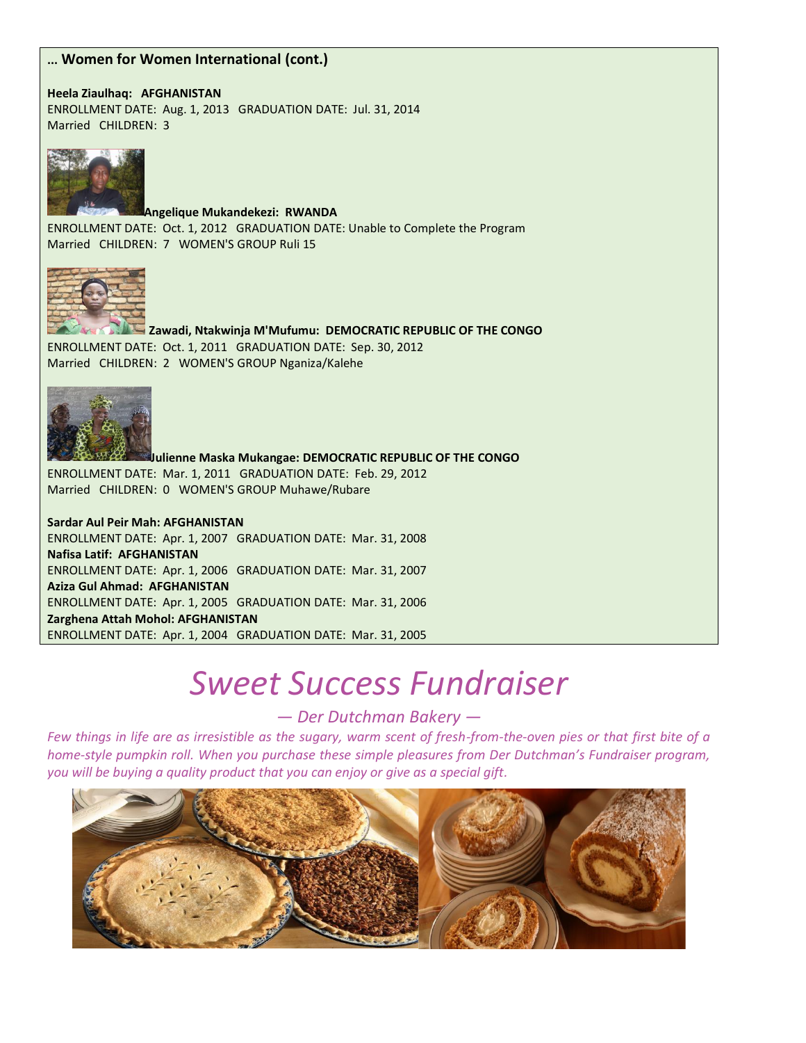**… Women for Women International (cont.)**

**Heela Ziaulhaq: AFGHANISTAN**
ENROLLMENT DATE: Aug. 1, 2013 GRADUATION DATE: Jul. 31, 2014
Married CHILDREN: 3

**Angelique Mukandekezi: RWANDA**
ENROLLMENT DATE: Oct. 1, 2012 GRADUATION DATE: Unable to Complete the Program
Married CHILDREN: 7 WOMEN'S GROUP Ruli 15

**Zawadi, Ntakwinja M'Mufumu: DEMOCRATIC REPUBLIC OF THE CONGO**
ENROLLMENT DATE: Oct. 1, 2011 GRADUATION DATE: Sep. 30, 2012
Married CHILDREN: 2 WOMEN'S GROUP Nganiza/Kalehe

**Julienne Maska Mukangae: DEMOCRATIC REPUBLIC OF THE CONGO**
ENROLLMENT DATE: Mar. 1, 2011 GRADUATION DATE: Feb. 29, 2012
Married CHILDREN: 0 WOMEN'S GROUP Muhawe/Rubare

**Sardar Aul Peir Mah: AFGHANISTAN**
ENROLLMENT DATE: Apr. 1, 2007 GRADUATION DATE: Mar. 31, 2008
**Nafisa Latif: AFGHANISTAN**
ENROLLMENT DATE: Apr. 1, 2006 GRADUATION DATE: Mar. 31, 2007
**Aziza Gul Ahmad: AFGHANISTAN**
ENROLLMENT DATE: Apr. 1, 2005 GRADUATION DATE: Mar. 31, 2006
**Zarghena Attah Mohol: AFGHANISTAN**
ENROLLMENT DATE: Apr. 1, 2004 GRADUATION DATE: Mar. 31, 2005

# *Sweet Success Fundraiser*

*— Der Dutchman Bakery —*

*Few things in life are as irresistible as the sugary, warm scent of fresh-from-the-oven pies or that first bite of a home-style pumpkin roll. When you purchase these simple pleasures from Der Dutchman's Fundraiser program, you will be buying a quality product that you can enjoy or give as a special gift.*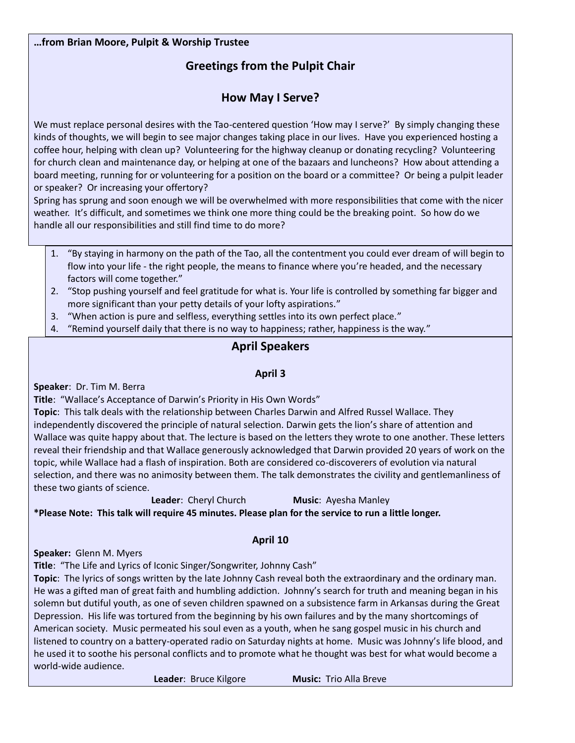**…from Brian Moore, Pulpit & Worship Trustee**

## Greetings from the Pulpit Chair

## How May I Serve?

We must replace personal desires with the Tao-centered question 'How may I serve?' By simply changing these kinds of thoughts, we will begin to see major changes taking place in our lives. Have you experienced hosting a coffee hour, helping with clean up? Volunteering for the highway cleanup or donating recycling? Volunteering for church clean and maintenance day, or helping at one of the bazaars and luncheons? How about attending a board meeting, running for or volunteering for a position on the board or a committee? Or being a pulpit leader or speaker? Or increasing your offertory?

Spring has sprung and soon enough we will be overwhelmed with more responsibilities that come with the nicer weather. It's difficult, and sometimes we think one more thing could be the breaking point. So how do we handle all our responsibilities and still find time to do more?

1. "By staying in harmony on the path of the Tao, all the contentment you could ever dream of will begin to flow into your life - the right people, the means to finance where you're headed, and the necessary factors will come together."
2. "Stop pushing yourself and feel gratitude for what is. Your life is controlled by something far bigger and more significant than your petty details of your lofty aspirations."
3. "When action is pure and selfless, everything settles into its own perfect place."
4. "Remind yourself daily that there is no way to happiness; rather, happiness is the way."

## April Speakers

### April 3

**Speaker**: Dr. Tim M. Berra

**Title**: "Wallace's Acceptance of Darwin's Priority in His Own Words"

**Topic**: This talk deals with the relationship between Charles Darwin and Alfred Russel Wallace. They independently discovered the principle of natural selection. Darwin gets the lion's share of attention and Wallace was quite happy about that. The lecture is based on the letters they wrote to one another. These letters reveal their friendship and that Wallace generously acknowledged that Darwin provided 20 years of work on the topic, while Wallace had a flash of inspiration. Both are considered co-discoverers of evolution via natural selection, and there was no animosity between them. The talk demonstrates the civility and gentlemanliness of these two giants of science.

**Leader**: Cheryl Church **Music**: Ayesha Manley

**\*Please Note: This talk will require 45 minutes. Please plan for the service to run a little longer.**

### April 10

**Speaker:** Glenn M. Myers

**Title**: "The Life and Lyrics of Iconic Singer/Songwriter, Johnny Cash"

**Topic**: The lyrics of songs written by the late Johnny Cash reveal both the extraordinary and the ordinary man. He was a gifted man of great faith and humbling addiction. Johnny's search for truth and meaning began in his solemn but dutiful youth, as one of seven children spawned on a subsistence farm in Arkansas during the Great Depression. His life was tortured from the beginning by his own failures and by the many shortcomings of American society. Music permeated his soul even as a youth, when he sang gospel music in his church and listened to country on a battery-operated radio on Saturday nights at home. Music was Johnny's life blood, and he used it to soothe his personal conflicts and to promote what he thought was best for what would become a world-wide audience.

**Leader**: Bruce Kilgore **Music:** Trio Alla Breve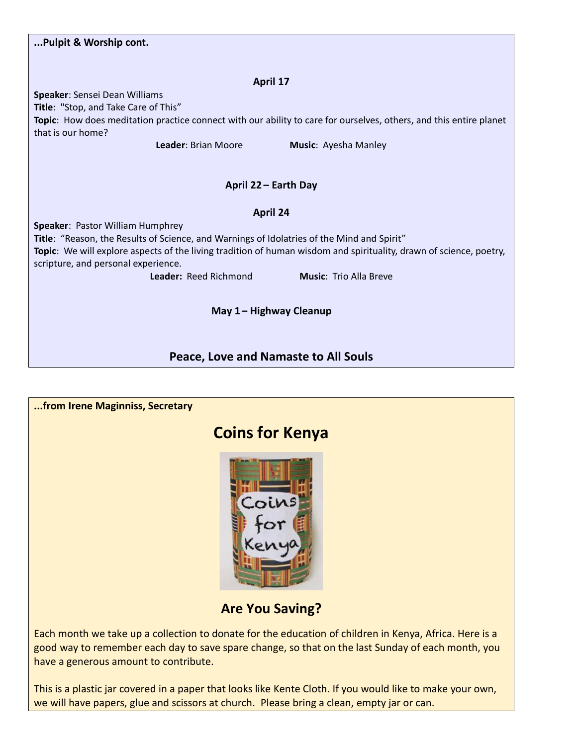**...Pulpit & Worship cont.**

**April 17**

**Speaker**: Sensei Dean Williams
**Title**: "Stop, and Take Care of This"
**Topic**: How does meditation practice connect with our ability to care for ourselves, others, and this entire planet that is our home?

**Leader**: Brian Moore **Music**: Ayesha Manley

**April 22 – Earth Day**

**April 24**

**Speaker**: Pastor William Humphrey
**Title**: "Reason, the Results of Science, and Warnings of Idolatries of the Mind and Spirit"
**Topic**: We will explore aspects of the living tradition of human wisdom and spirituality, drawn of science, poetry, scripture, and personal experience.

**Leader:** Reed Richmond **Music**: Trio Alla Breve

**May 1 – Highway Cleanup**

**Peace, Love and Namaste to All Souls**

**...from Irene Maginniss, Secretary**

## Coins for Kenya

### Are You Saving?

Each month we take up a collection to donate for the education of children in Kenya, Africa. Here is a good way to remember each day to save spare change, so that on the last Sunday of each month, you have a generous amount to contribute.

This is a plastic jar covered in a paper that looks like Kente Cloth. If you would like to make your own, we will have papers, glue and scissors at church. Please bring a clean, empty jar or can.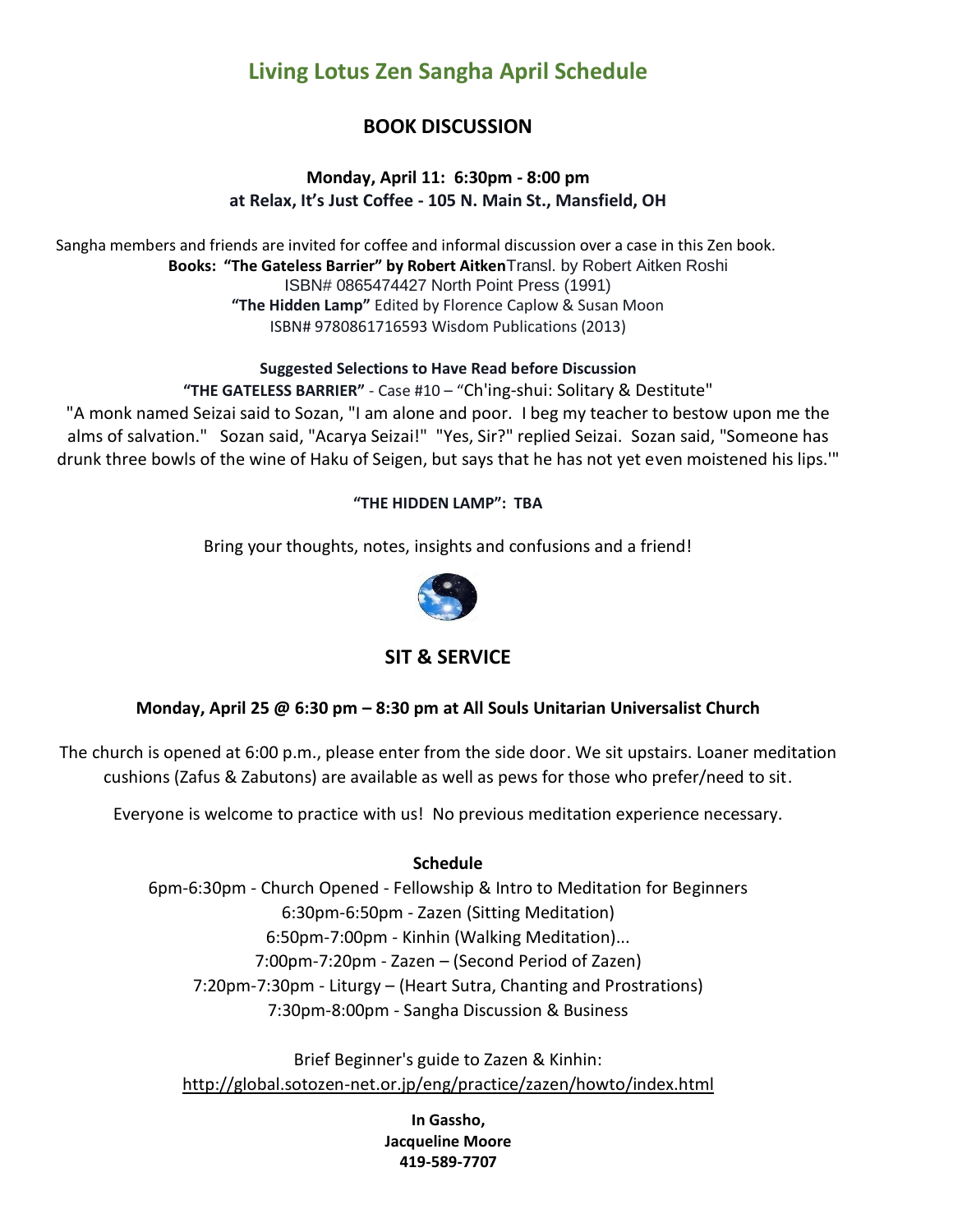# Living Lotus Zen Sangha April Schedule

## BOOK DISCUSSION

**Monday, April 11: 6:30pm - 8:00 pm**
**at Relax, It's Just Coffee - 105 N. Main St., Mansfield, OH**

Sangha members and friends are invited for coffee and informal discussion over a case in this Zen book.

**Books: "The Gateless Barrier" by Robert Aitken** Transl. by Robert Aitken Roshi
ISBN# 0865474427 North Point Press (1991)
**"The Hidden Lamp"** Edited by Florence Caplow & Susan Moon
ISBN# 9780861716593 Wisdom Publications (2013)

**Suggested Selections to Have Read before Discussion**

**"THE GATELESS BARRIER"** - Case #10 – "Ch'ing-shui: Solitary & Destitute"

"A monk named Seizai said to Sozan, "I am alone and poor. I beg my teacher to bestow upon me the alms of salvation." Sozan said, "Acarya Seizai!" "Yes, Sir?" replied Seizai. Sozan said, "Someone has drunk three bowls of the wine of Haku of Seigen, but says that he has not yet even moistened his lips.'"

**"THE HIDDEN LAMP": TBA**

Bring your thoughts, notes, insights and confusions and a friend!

## SIT & SERVICE

**Monday, April 25 @ 6:30 pm – 8:30 pm at All Souls Unitarian Universalist Church**

The church is opened at 6:00 p.m., please enter from the side door. We sit upstairs. Loaner meditation cushions (Zafus & Zabutons) are available as well as pews for those who prefer/need to sit.

Everyone is welcome to practice with us! No previous meditation experience necessary.

**Schedule**

6pm-6:30pm - Church Opened - Fellowship & Intro to Meditation for Beginners
6:30pm-6:50pm - Zazen (Sitting Meditation)
6:50pm-7:00pm - Kinhin (Walking Meditation)...
7:00pm-7:20pm - Zazen – (Second Period of Zazen)
7:20pm-7:30pm - Liturgy – (Heart Sutra, Chanting and Prostrations)
7:30pm-8:00pm - Sangha Discussion & Business

Brief Beginner's guide to Zazen & Kinhin:
http://global.sotozen-net.or.jp/eng/practice/zazen/howto/index.html

**In Gassho,**
**Jacqueline Moore**
**419-589-7707**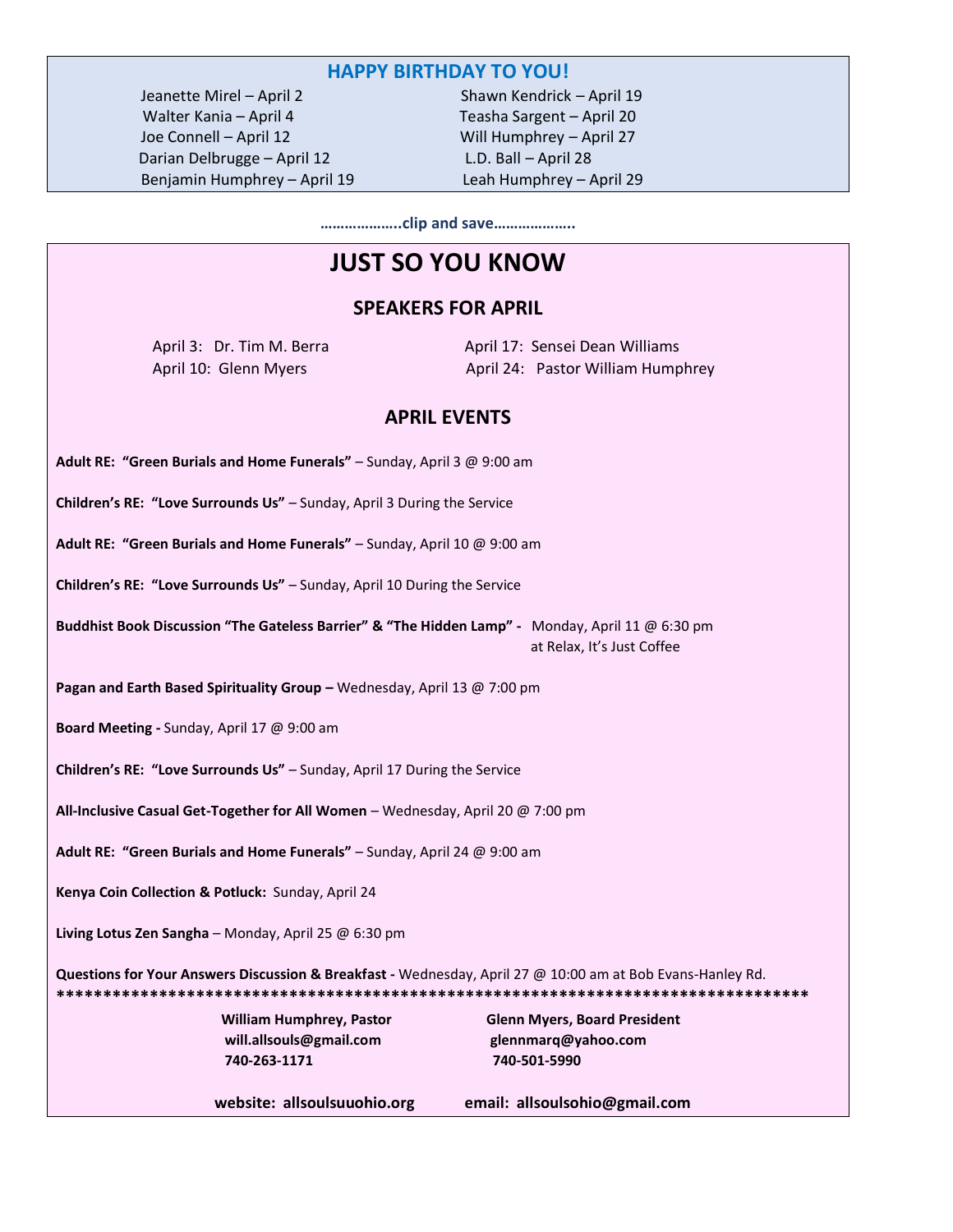## HAPPY BIRTHDAY TO YOU!

Jeanette Mirel – April 2
Walter Kania – April 4
Joe Connell – April 12
Darian Delbrugge – April 12
Benjamin Humphrey – April 19
Shawn Kendrick – April 19
Teasha Sargent – April 20
Will Humphrey – April 27
L.D. Ball – April 28
Leah Humphrey – April 29

………………..clip and save………………..

# JUST SO YOU KNOW

## SPEAKERS FOR APRIL

April 3: Dr. Tim M. Berra
April 10: Glenn Myers
April 17: Sensei Dean Williams
April 24: Pastor William Humphrey

## APRIL EVENTS

**Adult RE: "Green Burials and Home Funerals"** – Sunday, April 3 @ 9:00 am

**Children's RE: "Love Surrounds Us"** – Sunday, April 3 During the Service

**Adult RE: "Green Burials and Home Funerals"** – Sunday, April 10 @ 9:00 am

**Children's RE: "Love Surrounds Us"** – Sunday, April 10 During the Service

**Buddhist Book Discussion "The Gateless Barrier" & "The Hidden Lamp" -** Monday, April 11 @ 6:30 pm at Relax, It's Just Coffee

**Pagan and Earth Based Spirituality Group –** Wednesday, April 13 @ 7:00 pm

**Board Meeting -** Sunday, April 17 @ 9:00 am

**Children's RE: "Love Surrounds Us"** – Sunday, April 17 During the Service

**All-Inclusive Casual Get-Together for All Women** – Wednesday, April 20 @ 7:00 pm

**Adult RE: "Green Burials and Home Funerals"** – Sunday, April 24 @ 9:00 am

**Kenya Coin Collection & Potluck:** Sunday, April 24

**Living Lotus Zen Sangha** – Monday, April 25 @ 6:30 pm

**Questions for Your Answers Discussion & Breakfast -** Wednesday, April 27 @ 10:00 am at Bob Evans-Hanley Rd.

**********************************************************************************

**William Humphrey, Pastor**
**will.allsouls@gmail.com**
**740-263-1171**

**Glenn Myers, Board President**
**glennmarq@yahoo.com**
**740-501-5990**

**website: allsoulsuuohio.org** **email: allsoulsohio@gmail.com**